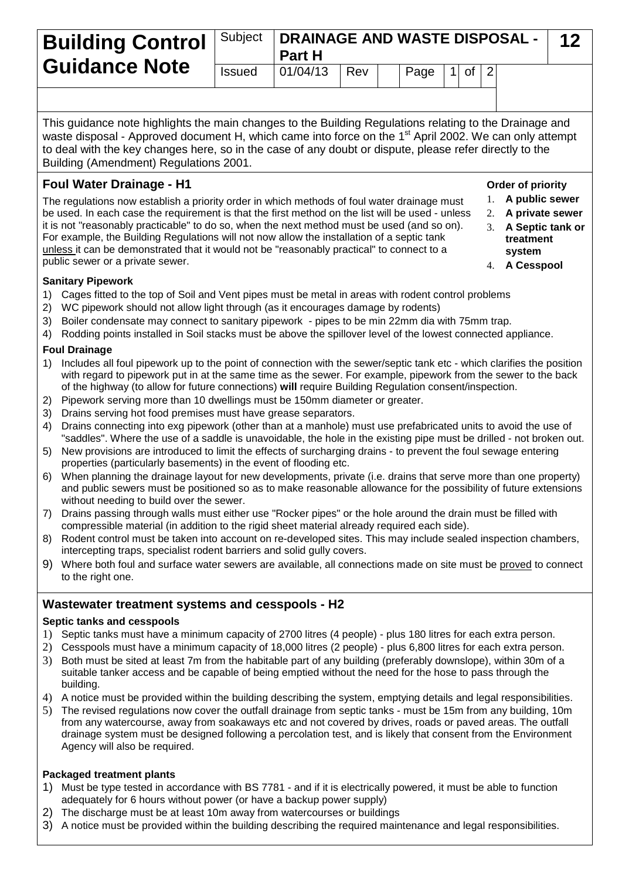# Building Control Guidance Note

| Subject | DRAINAGE AND WASTE DISPOSAL - Part H | | | | 12 |
|---|---|---|---|---|---|
| Issued | 01/04/13 | Rev | | | |

This guidance note highlights the main changes to the Building Regulations relating to the Drainage and waste disposal - Approved document H, which came into force on the 1st April 2002. We can only attempt to deal with the key changes here, so in the case of any doubt or dispute, please refer directly to the Building (Amendment) Regulations 2001.

## Foul Water Drainage - H1

The regulations now establish a priority order in which methods of foul water drainage must be used. In each case the requirement is that the first method on the list will be used - unless it is not "reasonably practicable" to do so, when the next method must be used (and so on). For example, the Building Regulations will not now allow the installation of a septic tank unless it can be demonstrated that it would not be "reasonably practical" to connect to a public sewer or a private sewer.

**Order of priority**

1. **A public sewer**
2. **A private sewer**
3. **A Septic tank or treatment system**
4. **A Cesspool**

### Sanitary Pipework

1) Cages fitted to the top of Soil and Vent pipes must be metal in areas with rodent control problems
2) WC pipework should not allow light through (as it encourages damage by rodents)
3) Boiler condensate may connect to sanitary pipework - pipes to be min 22mm dia with 75mm trap.
4) Rodding points installed in Soil stacks must be above the spillover level of the lowest connected appliance.

### Foul Drainage

1) Includes all foul pipework up to the point of connection with the sewer/septic tank etc - which clarifies the position with regard to pipework put in at the same time as the sewer. For example, pipework from the sewer to the back of the highway (to allow for future connections) **will** require Building Regulation consent/inspection.
2) Pipework serving more than 10 dwellings must be 150mm diameter or greater.
3) Drains serving hot food premises must have grease separators.
4) Drains connecting into exg pipework (other than at a manhole) must use prefabricated units to avoid the use of "saddles". Where the use of a saddle is unavoidable, the hole in the existing pipe must be drilled - not broken out.
5) New provisions are introduced to limit the effects of surcharging drains - to prevent the foul sewage entering properties (particularly basements) in the event of flooding etc.
6) When planning the drainage layout for new developments, private (i.e. drains that serve more than one property) and public sewers must be positioned so as to make reasonable allowance for the possibility of future extensions without needing to build over the sewer.
7) Drains passing through walls must either use "Rocker pipes" or the hole around the drain must be filled with compressible material (in addition to the rigid sheet material already required each side).
8) Rodent control must be taken into account on re-developed sites. This may include sealed inspection chambers, intercepting traps, specialist rodent barriers and solid gully covers.
9) Where both foul and surface water sewers are available, all connections made on site must be proved to connect to the right one.

## Wastewater treatment systems and cesspools - H2

### Septic tanks and cesspools

1) Septic tanks must have a minimum capacity of 2700 litres (4 people) - plus 180 litres for each extra person.
2) Cesspools must have a minimum capacity of 18,000 litres (2 people) - plus 6,800 litres for each extra person.
3) Both must be sited at least 7m from the habitable part of any building (preferably downslope), within 30m of a suitable tanker access and be capable of being emptied without the need for the hose to pass through the building.
4) A notice must be provided within the building describing the system, emptying details and legal responsibilities.
5) The revised regulations now cover the outfall drainage from septic tanks - must be 15m from any building, 10m from any watercourse, away from soakaways etc and not covered by drives, roads or paved areas. The outfall drainage system must be designed following a percolation test, and is likely that consent from the Environment Agency will also be required.

### Packaged treatment plants

1) Must be type tested in accordance with BS 7781 - and if it is electrically powered, it must be able to function adequately for 6 hours without power (or have a backup power supply)
2) The discharge must be at least 10m away from watercourses or buildings
3) A notice must be provided within the building describing the required maintenance and legal responsibilities.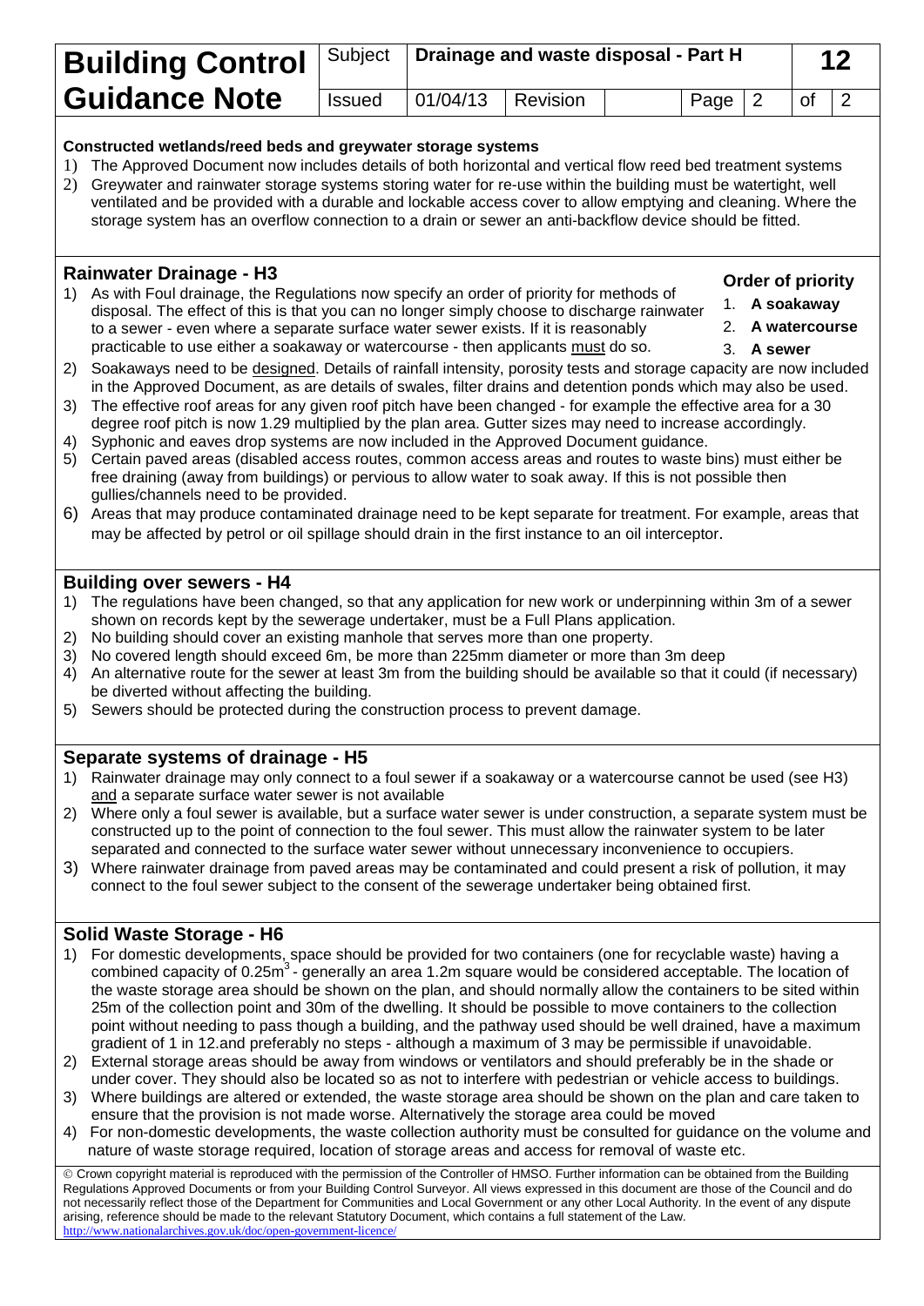#### Constructed wetlands/reed beds and greywater storage systems

1) The Approved Document now includes details of both horizontal and vertical flow reed bed treatment systems
2) Greywater and rainwater storage systems storing water for re-use within the building must be watertight, well ventilated and be provided with a durable and lockable access cover to allow emptying and cleaning. Where the storage system has an overflow connection to a drain or sewer an anti-backflow device should be fitted.

## Rainwater Drainage - H3

**Order of priority**

1. **A soakaway**
2. **A watercourse**
3. **A sewer**

1) As with Foul drainage, the Regulations now specify an order of priority for methods of disposal. The effect of this is that you can no longer simply choose to discharge rainwater to a sewer - even where a separate surface water sewer exists. If it is reasonably practicable to use either a soakaway or watercourse - then applicants must do so.
2) Soakaways need to be designed. Details of rainfall intensity, porosity tests and storage capacity are now included in the Approved Document, as are details of swales, filter drains and detention ponds which may also be used.
3) The effective roof areas for any given roof pitch have been changed - for example the effective area for a 30 degree roof pitch is now 1.29 multiplied by the plan area. Gutter sizes may need to increase accordingly.
4) Syphonic and eaves drop systems are now included in the Approved Document guidance.
5) Certain paved areas (disabled access routes, common access areas and routes to waste bins) must either be free draining (away from buildings) or pervious to allow water to soak away. If this is not possible then gullies/channels need to be provided.
6) Areas that may produce contaminated drainage need to be kept separate for treatment. For example, areas that may be affected by petrol or oil spillage should drain in the first instance to an oil interceptor.

## Building over sewers - H4

1) The regulations have been changed, so that any application for new work or underpinning within 3m of a sewer shown on records kept by the sewerage undertaker, must be a Full Plans application.
2) No building should cover an existing manhole that serves more than one property.
3) No covered length should exceed 6m, be more than 225mm diameter or more than 3m deep
4) An alternative route for the sewer at least 3m from the building should be available so that it could (if necessary) be diverted without affecting the building.
5) Sewers should be protected during the construction process to prevent damage.

## Separate systems of drainage - H5

1) Rainwater drainage may only connect to a foul sewer if a soakaway or a watercourse cannot be used (see H3) and a separate surface water sewer is not available
2) Where only a foul sewer is available, but a surface water sewer is under construction, a separate system must be constructed up to the point of connection to the foul sewer. This must allow the rainwater system to be later separated and connected to the surface water sewer without unnecessary inconvenience to occupiers.
3) Where rainwater drainage from paved areas may be contaminated and could present a risk of pollution, it may connect to the foul sewer subject to the consent of the sewerage undertaker being obtained first.

## Solid Waste Storage - H6

1) For domestic developments, space should be provided for two containers (one for recyclable waste) having a combined capacity of $0.25m^3$ - generally an area 1.2m square would be considered acceptable. The location of the waste storage area should be shown on the plan, and should normally allow the containers to be sited within 25m of the collection point and 30m of the dwelling. It should be possible to move containers to the collection point without needing to pass though a building, and the pathway used should be well drained, have a maximum gradient of 1 in 12.and preferably no steps - although a maximum of 3 may be permissible if unavoidable.
2) External storage areas should be away from windows or ventilators and should preferably be in the shade or under cover. They should also be located so as not to interfere with pedestrian or vehicle access to buildings.
3) Where buildings are altered or extended, the waste storage area should be shown on the plan and care taken to ensure that the provision is not made worse. Alternatively the storage area could be moved
4) For non-domestic developments, the waste collection authority must be consulted for guidance on the volume and nature of waste storage required, location of storage areas and access for removal of waste etc.

© Crown copyright material is reproduced with the permission of the Controller of HMSO. Further information can be obtained from the Building Regulations Approved Documents or from your Building Control Surveyor. All views expressed in this document are those of the Council and do not necessarily reflect those of the Department for Communities and Local Government or any other Local Authority. In the event of any dispute arising, reference should be made to the relevant Statutory Document, which contains a full statement of the Law.
http://www.nationalarchives.gov.uk/doc/open-government-licence/